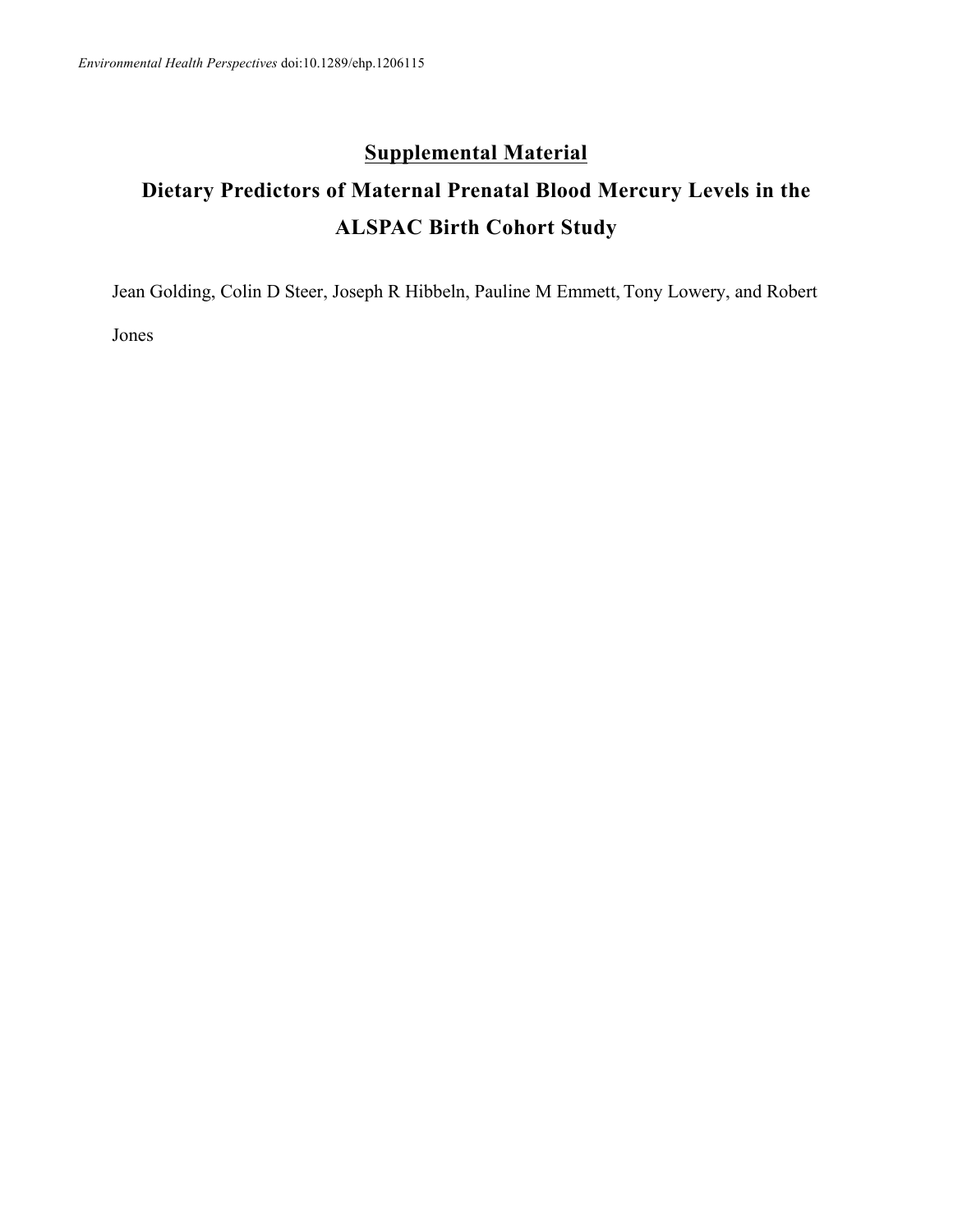# Supplemental Material

## Dietary Predictors of Maternal Prenatal Blood Mercury Levels in the ALSPAC Birth Cohort Study

Jean Golding, Colin D Steer, Joseph R Hibbeln, Pauline M Emmett, Tony Lowery, and Robert Jones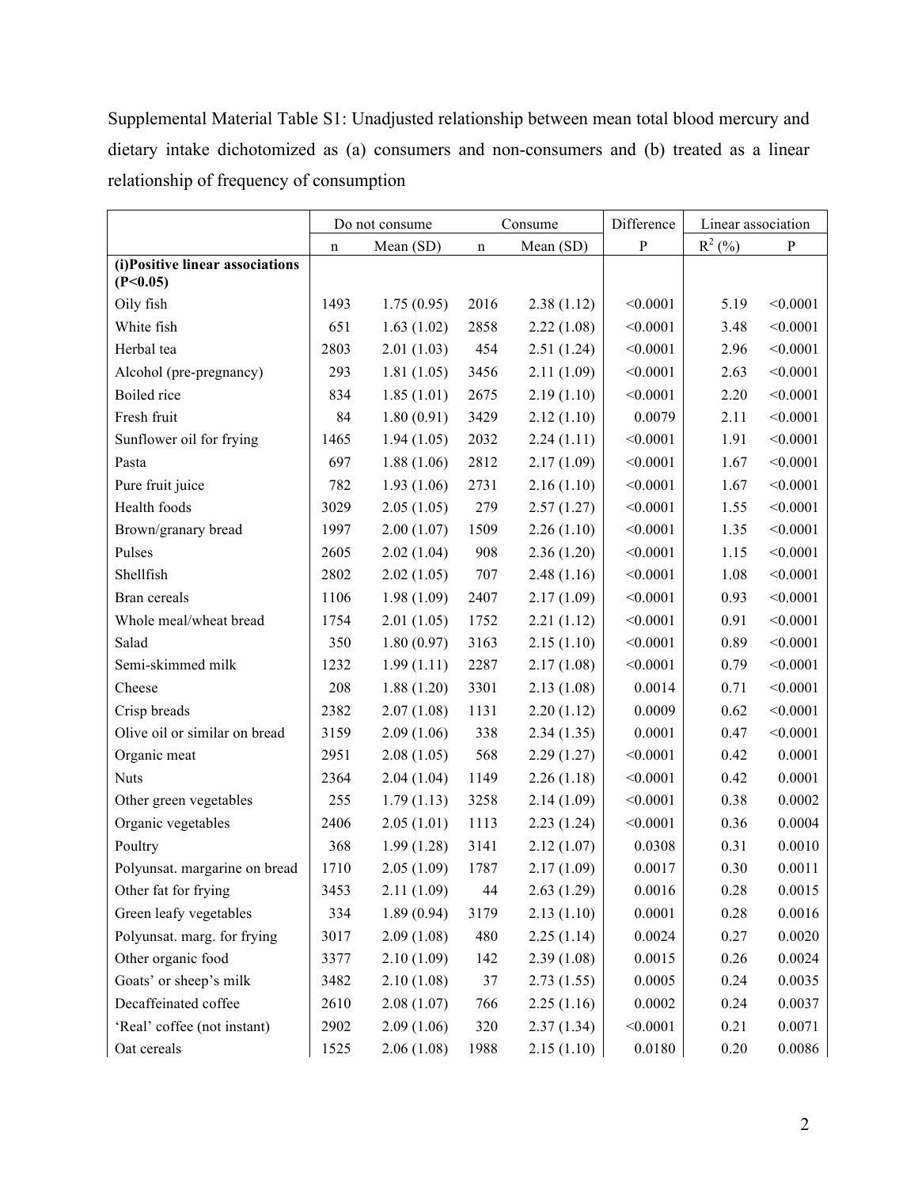Supplemental Material Table S1: Unadjusted relationship between mean total blood mercury and dietary intake dichotomized as (a) consumers and non-consumers and (b) treated as a linear relationship of frequency of consumption

| | Do not consume | | Consume | | Difference | Linear association | |
|---|---|---|---|---|---|---|---|
| | n | Mean (SD) | n | Mean (SD) | P | $R^2$ (%) | P |
| **(i)Positive linear associations (P<0.05)** | | | | | | | |
| Oily fish | 1493 | 1.75 (0.95) | 2016 | 2.38 (1.12) | <0.0001 | 5.19 | <0.0001 |
| White fish | 651 | 1.63 (1.02) | 2858 | 2.22 (1.08) | <0.0001 | 3.48 | <0.0001 |
| Herbal tea | 2803 | 2.01 (1.03) | 454 | 2.51 (1.24) | <0.0001 | 2.96 | <0.0001 |
| Alcohol (pre-pregnancy) | 293 | 1.81 (1.05) | 3456 | 2.11 (1.09) | <0.0001 | 2.63 | <0.0001 |
| Boiled rice | 834 | 1.85 (1.01) | 2675 | 2.19 (1.10) | <0.0001 | 2.20 | <0.0001 |
| Fresh fruit | 84 | 1.80 (0.91) | 3429 | 2.12 (1.10) | 0.0079 | 2.11 | <0.0001 |
| Sunflower oil for frying | 1465 | 1.94 (1.05) | 2032 | 2.24 (1.11) | <0.0001 | 1.91 | <0.0001 |
| Pasta | 697 | 1.88 (1.06) | 2812 | 2.17 (1.09) | <0.0001 | 1.67 | <0.0001 |
| Pure fruit juice | 782 | 1.93 (1.06) | 2731 | 2.16 (1.10) | <0.0001 | 1.67 | <0.0001 |
| Health foods | 3029 | 2.05 (1.05) | 279 | 2.57 (1.27) | <0.0001 | 1.55 | <0.0001 |
| Brown/granary bread | 1997 | 2.00 (1.07) | 1509 | 2.26 (1.10) | <0.0001 | 1.35 | <0.0001 |
| Pulses | 2605 | 2.02 (1.04) | 908 | 2.36 (1.20) | <0.0001 | 1.15 | <0.0001 |
| Shellfish | 2802 | 2.02 (1.05) | 707 | 2.48 (1.16) | <0.0001 | 1.08 | <0.0001 |
| Bran cereals | 1106 | 1.98 (1.09) | 2407 | 2.17 (1.09) | <0.0001 | 0.93 | <0.0001 |
| Whole meal/wheat bread | 1754 | 2.01 (1.05) | 1752 | 2.21 (1.12) | <0.0001 | 0.91 | <0.0001 |
| Salad | 350 | 1.80 (0.97) | 3163 | 2.15 (1.10) | <0.0001 | 0.89 | <0.0001 |
| Semi-skimmed milk | 1232 | 1.99 (1.11) | 2287 | 2.17 (1.08) | <0.0001 | 0.79 | <0.0001 |
| Cheese | 208 | 1.88 (1.20) | 3301 | 2.13 (1.08) | 0.0014 | 0.71 | <0.0001 |
| Crisp breads | 2382 | 2.07 (1.08) | 1131 | 2.20 (1.12) | 0.0009 | 0.62 | <0.0001 |
| Olive oil or similar on bread | 3159 | 2.09 (1.06) | 338 | 2.34 (1.35) | 0.0001 | 0.47 | <0.0001 |
| Organic meat | 2951 | 2.08 (1.05) | 568 | 2.29 (1.27) | <0.0001 | 0.42 | 0.0001 |
| Nuts | 2364 | 2.04 (1.04) | 1149 | 2.26 (1.18) | <0.0001 | 0.42 | 0.0001 |
| Other green vegetables | 255 | 1.79 (1.13) | 3258 | 2.14 (1.09) | <0.0001 | 0.38 | 0.0002 |
| Organic vegetables | 2406 | 2.05 (1.01) | 1113 | 2.23 (1.24) | <0.0001 | 0.36 | 0.0004 |
| Poultry | 368 | 1.99 (1.28) | 3141 | 2.12 (1.07) | 0.0308 | 0.31 | 0.0010 |
| Polyunsat. margarine on bread | 1710 | 2.05 (1.09) | 1787 | 2.17 (1.09) | 0.0017 | 0.30 | 0.0011 |
| Other fat for frying | 3453 | 2.11 (1.09) | 44 | 2.63 (1.29) | 0.0016 | 0.28 | 0.0015 |
| Green leafy vegetables | 334 | 1.89 (0.94) | 3179 | 2.13 (1.10) | 0.0001 | 0.28 | 0.0016 |
| Polyunsat. marg. for frying | 3017 | 2.09 (1.08) | 480 | 2.25 (1.14) | 0.0024 | 0.27 | 0.0020 |
| Other organic food | 3377 | 2.10 (1.09) | 142 | 2.39 (1.08) | 0.0015 | 0.26 | 0.0024 |
| Goats' or sheep's milk | 3482 | 2.10 (1.08) | 37 | 2.73 (1.55) | 0.0005 | 0.24 | 0.0035 |
| Decaffeinated coffee | 2610 | 2.08 (1.07) | 766 | 2.25 (1.16) | 0.0002 | 0.24 | 0.0037 |
| 'Real' coffee (not instant) | 2902 | 2.09 (1.06) | 320 | 2.37 (1.34) | <0.0001 | 0.21 | 0.0071 |
| Oat cereals | 1525 | 2.06 (1.08) | 1988 | 2.15 (1.10) | 0.0180 | 0.20 | 0.0086 |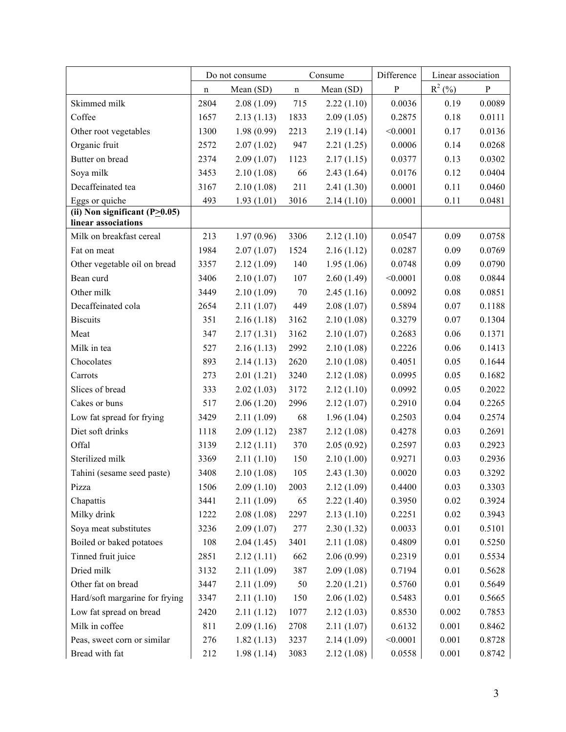| | Do not consume | | Consume | | Difference | Linear association | |
|---|---|---|---|---|---|---|---|
| | n | Mean (SD) | n | Mean (SD) | P | $R^2$ (%) | P |
| Skimmed milk | 2804 | 2.08 (1.09) | 715 | 2.22 (1.10) | 0.0036 | 0.19 | 0.0089 |
| Coffee | 1657 | 2.13 (1.13) | 1833 | 2.09 (1.05) | 0.2875 | 0.18 | 0.0111 |
| Other root vegetables | 1300 | 1.98 (0.99) | 2213 | 2.19 (1.14) | <0.0001 | 0.17 | 0.0136 |
| Organic fruit | 2572 | 2.07 (1.02) | 947 | 2.21 (1.25) | 0.0006 | 0.14 | 0.0268 |
| Butter on bread | 2374 | 2.09 (1.07) | 1123 | 2.17 (1.15) | 0.0377 | 0.13 | 0.0302 |
| Soya milk | 3453 | 2.10 (1.08) | 66 | 2.43 (1.64) | 0.0176 | 0.12 | 0.0404 |
| Decaffeinated tea | 3167 | 2.10 (1.08) | 211 | 2.41 (1.30) | 0.0001 | 0.11 | 0.0460 |
| Eggs or quiche | 493 | 1.93 (1.01) | 3016 | 2.14 (1.10) | 0.0001 | 0.11 | 0.0481 |
| **(ii) Non significant ($P \geq 0.05$) linear associations** | | | | | | | |
| Milk on breakfast cereal | 213 | 1.97 (0.96) | 3306 | 2.12 (1.10) | 0.0547 | 0.09 | 0.0758 |
| Fat on meat | 1984 | 2.07 (1.07) | 1524 | 2.16 (1.12) | 0.0287 | 0.09 | 0.0769 |
| Other vegetable oil on bread | 3357 | 2.12 (1.09) | 140 | 1.95 (1.06) | 0.0748 | 0.09 | 0.0790 |
| Bean curd | 3406 | 2.10 (1.07) | 107 | 2.60 (1.49) | <0.0001 | 0.08 | 0.0844 |
| Other milk | 3449 | 2.10 (1.09) | 70 | 2.45 (1.16) | 0.0092 | 0.08 | 0.0851 |
| Decaffeinated cola | 2654 | 2.11 (1.07) | 449 | 2.08 (1.07) | 0.5894 | 0.07 | 0.1188 |
| Biscuits | 351 | 2.16 (1.18) | 3162 | 2.10 (1.08) | 0.3279 | 0.07 | 0.1304 |
| Meat | 347 | 2.17 (1.31) | 3162 | 2.10 (1.07) | 0.2683 | 0.06 | 0.1371 |
| Milk in tea | 527 | 2.16 (1.13) | 2992 | 2.10 (1.08) | 0.2226 | 0.06 | 0.1413 |
| Chocolates | 893 | 2.14 (1.13) | 2620 | 2.10 (1.08) | 0.4051 | 0.05 | 0.1644 |
| Carrots | 273 | 2.01 (1.21) | 3240 | 2.12 (1.08) | 0.0995 | 0.05 | 0.1682 |
| Slices of bread | 333 | 2.02 (1.03) | 3172 | 2.12 (1.10) | 0.0992 | 0.05 | 0.2022 |
| Cakes or buns | 517 | 2.06 (1.20) | 2996 | 2.12 (1.07) | 0.2910 | 0.04 | 0.2265 |
| Low fat spread for frying | 3429 | 2.11 (1.09) | 68 | 1.96 (1.04) | 0.2503 | 0.04 | 0.2574 |
| Diet soft drinks | 1118 | 2.09 (1.12) | 2387 | 2.12 (1.08) | 0.4278 | 0.03 | 0.2691 |
| Offal | 3139 | 2.12 (1.11) | 370 | 2.05 (0.92) | 0.2597 | 0.03 | 0.2923 |
| Sterilized milk | 3369 | 2.11 (1.10) | 150 | 2.10 (1.00) | 0.9271 | 0.03 | 0.2936 |
| Tahini (sesame seed paste) | 3408 | 2.10 (1.08) | 105 | 2.43 (1.30) | 0.0020 | 0.03 | 0.3292 |
| Pizza | 1506 | 2.09 (1.10) | 2003 | 2.12 (1.09) | 0.4400 | 0.03 | 0.3303 |
| Chapattis | 3441 | 2.11 (1.09) | 65 | 2.22 (1.40) | 0.3950 | 0.02 | 0.3924 |
| Milky drink | 1222 | 2.08 (1.08) | 2297 | 2.13 (1.10) | 0.2251 | 0.02 | 0.3943 |
| Soya meat substitutes | 3236 | 2.09 (1.07) | 277 | 2.30 (1.32) | 0.0033 | 0.01 | 0.5101 |
| Boiled or baked potatoes | 108 | 2.04 (1.45) | 3401 | 2.11 (1.08) | 0.4809 | 0.01 | 0.5250 |
| Tinned fruit juice | 2851 | 2.12 (1.11) | 662 | 2.06 (0.99) | 0.2319 | 0.01 | 0.5534 |
| Dried milk | 3132 | 2.11 (1.09) | 387 | 2.09 (1.08) | 0.7194 | 0.01 | 0.5628 |
| Other fat on bread | 3447 | 2.11 (1.09) | 50 | 2.20 (1.21) | 0.5760 | 0.01 | 0.5649 |
| Hard/soft margarine for frying | 3347 | 2.11 (1.10) | 150 | 2.06 (1.02) | 0.5483 | 0.01 | 0.5665 |
| Low fat spread on bread | 2420 | 2.11 (1.12) | 1077 | 2.12 (1.03) | 0.8530 | 0.002 | 0.7853 |
| Milk in coffee | 811 | 2.09 (1.16) | 2708 | 2.11 (1.07) | 0.6132 | 0.001 | 0.8462 |
| Peas, sweet corn or similar | 276 | 1.82 (1.13) | 3237 | 2.14 (1.09) | <0.0001 | 0.001 | 0.8728 |
| Bread with fat | 212 | 1.98 (1.14) | 3083 | 2.12 (1.08) | 0.0558 | 0.001 | 0.8742 |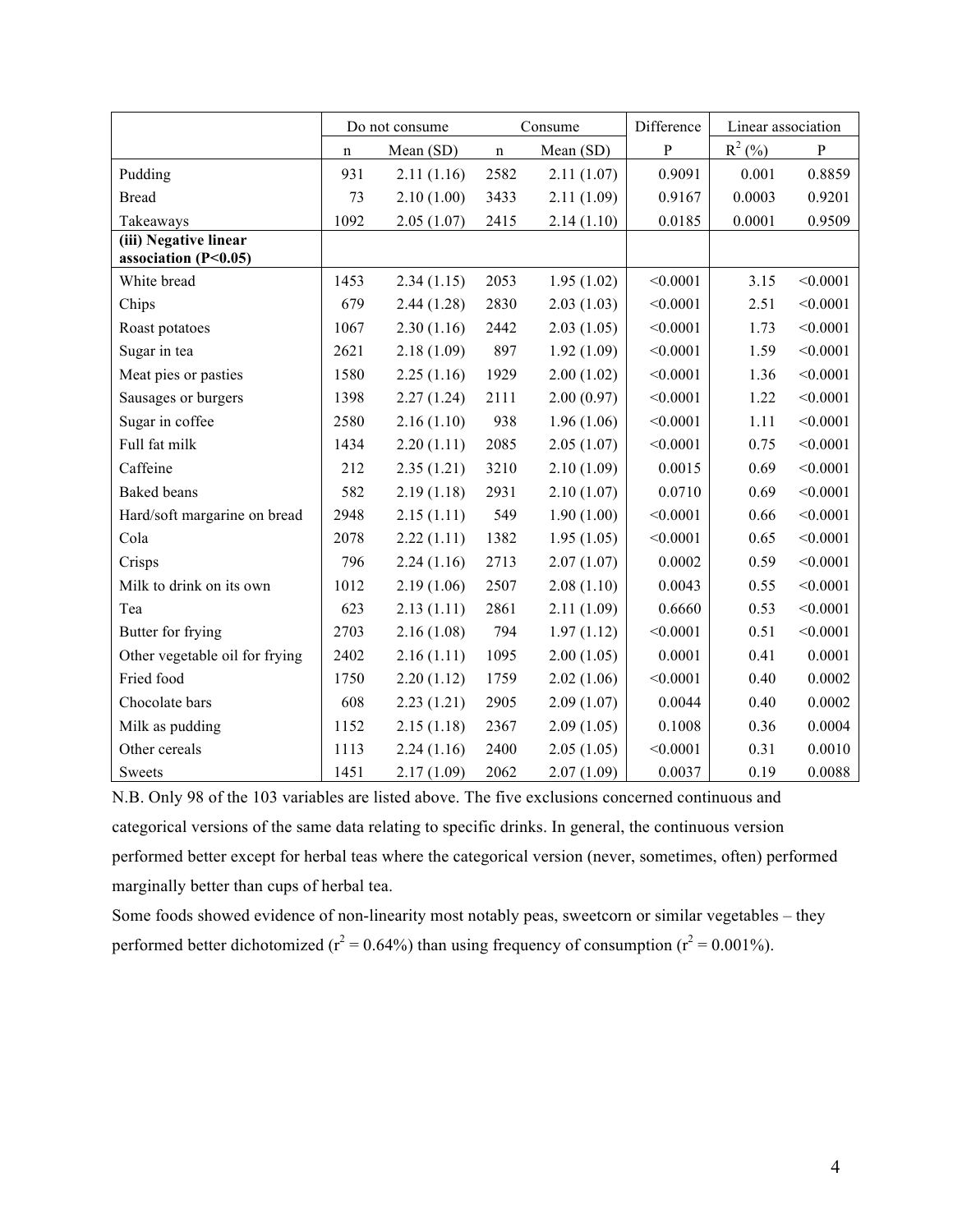| | Do not consume | | Consume | | Difference | Linear association | |
|---|---|---|---|---|---|---|---|
| | n | Mean (SD) | n | Mean (SD) | P | $R^2$ (%) | P |
| Pudding | 931 | 2.11 (1.16) | 2582 | 2.11 (1.07) | 0.9091 | 0.001 | 0.8859 |
| Bread | 73 | 2.10 (1.00) | 3433 | 2.11 (1.09) | 0.9167 | 0.0003 | 0.9201 |
| Takeaways | 1092 | 2.05 (1.07) | 2415 | 2.14 (1.10) | 0.0185 | 0.0001 | 0.9509 |
| **(iii) Negative linear association (P<0.05)** | | | | | | | |
| White bread | 1453 | 2.34 (1.15) | 2053 | 1.95 (1.02) | <0.0001 | 3.15 | <0.0001 |
| Chips | 679 | 2.44 (1.28) | 2830 | 2.03 (1.03) | <0.0001 | 2.51 | <0.0001 |
| Roast potatoes | 1067 | 2.30 (1.16) | 2442 | 2.03 (1.05) | <0.0001 | 1.73 | <0.0001 |
| Sugar in tea | 2621 | 2.18 (1.09) | 897 | 1.92 (1.09) | <0.0001 | 1.59 | <0.0001 |
| Meat pies or pasties | 1580 | 2.25 (1.16) | 1929 | 2.00 (1.02) | <0.0001 | 1.36 | <0.0001 |
| Sausages or burgers | 1398 | 2.27 (1.24) | 2111 | 2.00 (0.97) | <0.0001 | 1.22 | <0.0001 |
| Sugar in coffee | 2580 | 2.16 (1.10) | 938 | 1.96 (1.06) | <0.0001 | 1.11 | <0.0001 |
| Full fat milk | 1434 | 2.20 (1.11) | 2085 | 2.05 (1.07) | <0.0001 | 0.75 | <0.0001 |
| Caffeine | 212 | 2.35 (1.21) | 3210 | 2.10 (1.09) | 0.0015 | 0.69 | <0.0001 |
| Baked beans | 582 | 2.19 (1.18) | 2931 | 2.10 (1.07) | 0.0710 | 0.69 | <0.0001 |
| Hard/soft margarine on bread | 2948 | 2.15 (1.11) | 549 | 1.90 (1.00) | <0.0001 | 0.66 | <0.0001 |
| Cola | 2078 | 2.22 (1.11) | 1382 | 1.95 (1.05) | <0.0001 | 0.65 | <0.0001 |
| Crisps | 796 | 2.24 (1.16) | 2713 | 2.07 (1.07) | 0.0002 | 0.59 | <0.0001 |
| Milk to drink on its own | 1012 | 2.19 (1.06) | 2507 | 2.08 (1.10) | 0.0043 | 0.55 | <0.0001 |
| Tea | 623 | 2.13 (1.11) | 2861 | 2.11 (1.09) | 0.6660 | 0.53 | <0.0001 |
| Butter for frying | 2703 | 2.16 (1.08) | 794 | 1.97 (1.12) | <0.0001 | 0.51 | <0.0001 |
| Other vegetable oil for frying | 2402 | 2.16 (1.11) | 1095 | 2.00 (1.05) | 0.0001 | 0.41 | 0.0001 |
| Fried food | 1750 | 2.20 (1.12) | 1759 | 2.02 (1.06) | <0.0001 | 0.40 | 0.0002 |
| Chocolate bars | 608 | 2.23 (1.21) | 2905 | 2.09 (1.07) | 0.0044 | 0.40 | 0.0002 |
| Milk as pudding | 1152 | 2.15 (1.18) | 2367 | 2.09 (1.05) | 0.1008 | 0.36 | 0.0004 |
| Other cereals | 1113 | 2.24 (1.16) | 2400 | 2.05 (1.05) | <0.0001 | 0.31 | 0.0010 |
| Sweets | 1451 | 2.17 (1.09) | 2062 | 2.07 (1.09) | 0.0037 | 0.19 | 0.0088 |

N.B. Only 98 of the 103 variables are listed above. The five exclusions concerned continuous and categorical versions of the same data relating to specific drinks. In general, the continuous version performed better except for herbal teas where the categorical version (never, sometimes, often) performed marginally better than cups of herbal tea.

Some foods showed evidence of non-linearity most notably peas, sweetcorn or similar vegetables – they performed better dichotomized ($r^2 = 0.64\%$) than using frequency of consumption ($r^2 = 0.001\%$).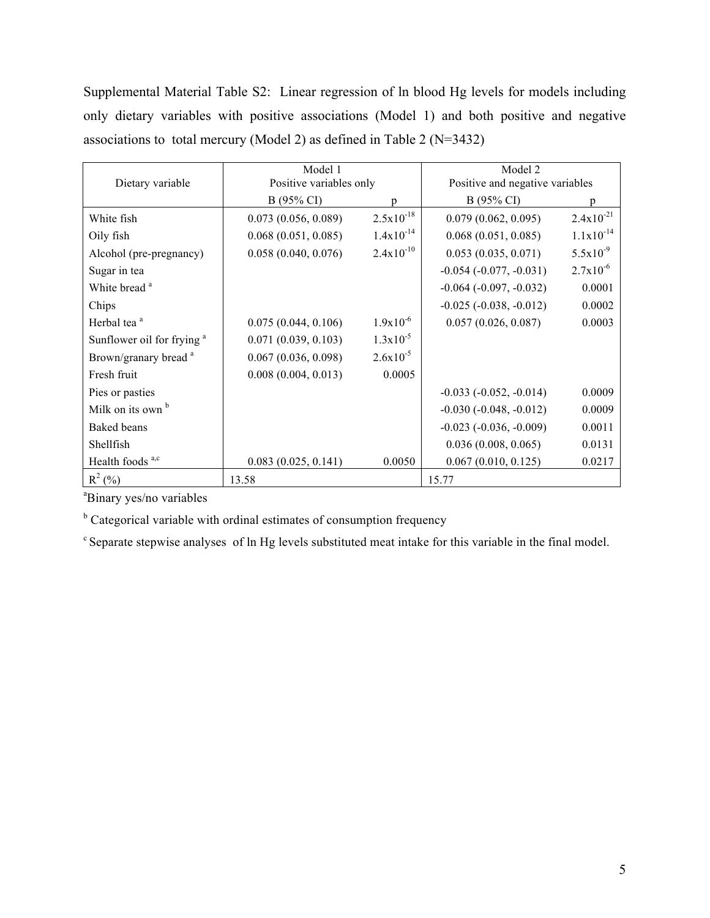Supplemental Material Table S2: Linear regression of ln blood Hg levels for models including only dietary variables with positive associations (Model 1) and both positive and negative associations to total mercury (Model 2) as defined in Table 2 (N=3432)

| Dietary variable | Model 1 Positive variables only | | Model 2 Positive and negative variables | |
|---|---|---|---|---|
| | B (95% CI) | p | B (95% CI) | p |
| White fish | 0.073 (0.056, 0.089) | $2.5 \times 10^{-18}$ | 0.079 (0.062, 0.095) | $2.4 \times 10^{-21}$ |
| Oily fish | 0.068 (0.051, 0.085) | $1.4 \times 10^{-14}$ | 0.068 (0.051, 0.085) | $1.1 \times 10^{-14}$ |
| Alcohol (pre-pregnancy) | 0.058 (0.040, 0.076) | $2.4 \times 10^{-10}$ | 0.053 (0.035, 0.071) | $5.5 \times 10^{-9}$ |
| Sugar in tea | | | -0.054 (-0.077, -0.031) | $2.7 \times 10^{-6}$ |
| White bread [a] | | | -0.064 (-0.097, -0.032) | 0.0001 |
| Chips | | | -0.025 (-0.038, -0.012) | 0.0002 |
| Herbal tea [a] | 0.075 (0.044, 0.106) | $1.9 \times 10^{-6}$ | 0.057 (0.026, 0.087) | 0.0003 |
| Sunflower oil for frying [a] | 0.071 (0.039, 0.103) | $1.3 \times 10^{-5}$ | | |
| Brown/granary bread [a] | 0.067 (0.036, 0.098) | $2.6 \times 10^{-5}$ | | |
| Fresh fruit | 0.008 (0.004, 0.013) | 0.0005 | | |
| Pies or pasties | | | -0.033 (-0.052, -0.014) | 0.0009 |
| Milk on its own [b] | | | -0.030 (-0.048, -0.012) | 0.0009 |
| Baked beans | | | -0.023 (-0.036, -0.009) | 0.0011 |
| Shellfish | | | 0.036 (0.008, 0.065) | 0.0131 |
| Health foods [a,c] | 0.083 (0.025, 0.141) | 0.0050 | 0.067 (0.010, 0.125) | 0.0217 |
| $R^2$ (%) | 13.58 | | 15.77 | |

[a]Binary yes/no variables

[b] Categorical variable with ordinal estimates of consumption frequency

[c] Separate stepwise analyses of ln Hg levels substituted meat intake for this variable in the final model.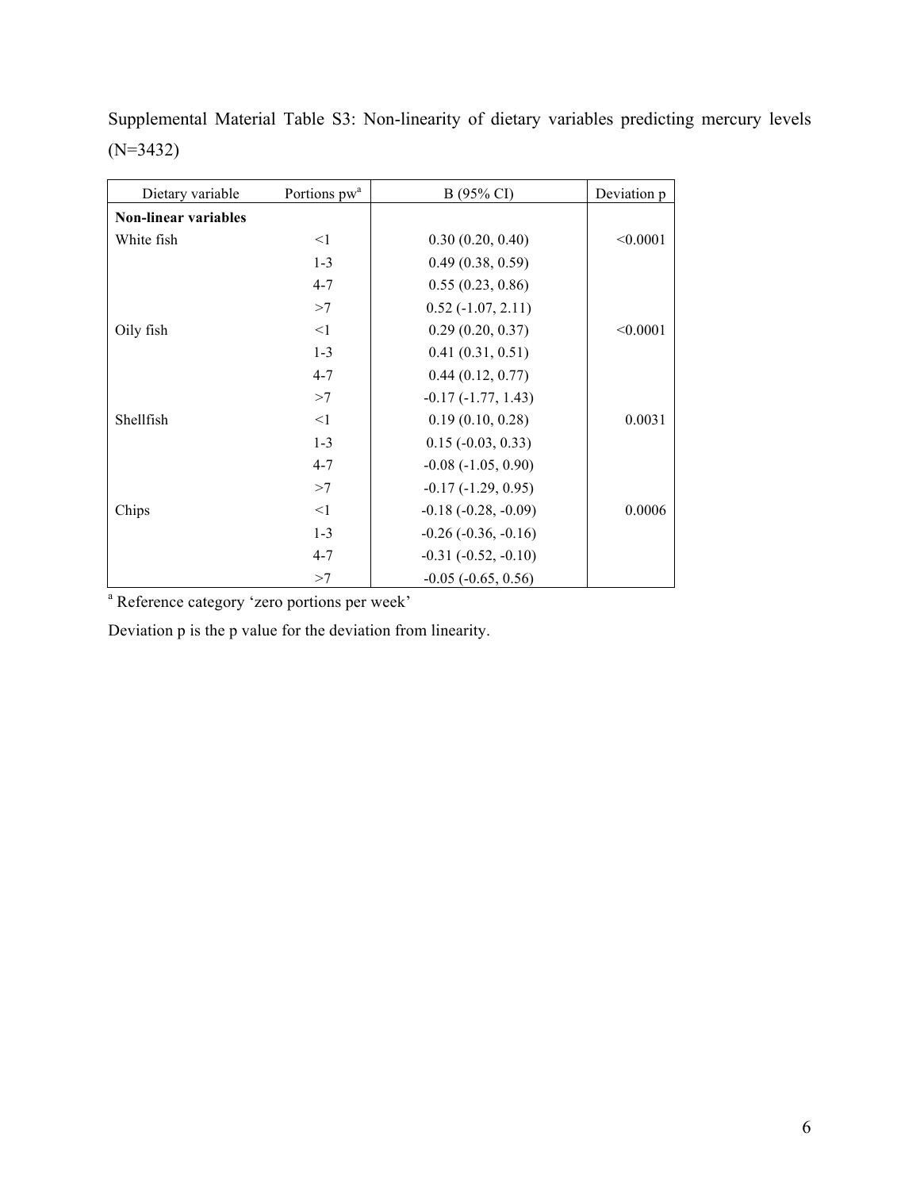Supplemental Material Table S3: Non-linearity of dietary variables predicting mercury levels (N=3432)

| Dietary variable | Portions pw[a] | B (95% CI) | Deviation p |
|---|---|---|---|
| **Non-linear variables** | | | |
| White fish | <1 | 0.30 (0.20, 0.40) | <0.0001 |
| | 1-3 | 0.49 (0.38, 0.59) | |
| | 4-7 | 0.55 (0.23, 0.86) | |
| | >7 | 0.52 (-1.07, 2.11) | |
| Oily fish | <1 | 0.29 (0.20, 0.37) | <0.0001 |
| | 1-3 | 0.41 (0.31, 0.51) | |
| | 4-7 | 0.44 (0.12, 0.77) | |
| | >7 | -0.17 (-1.77, 1.43) | |
| Shellfish | <1 | 0.19 (0.10, 0.28) | 0.0031 |
| | 1-3 | 0.15 (-0.03, 0.33) | |
| | 4-7 | -0.08 (-1.05, 0.90) | |
| | >7 | -0.17 (-1.29, 0.95) | |
| Chips | <1 | -0.18 (-0.28, -0.09) | 0.0006 |
| | 1-3 | -0.26 (-0.36, -0.16) | |
| | 4-7 | -0.31 (-0.52, -0.10) | |
| | >7 | -0.05 (-0.65, 0.56) | |

[a] Reference category 'zero portions per week'

Deviation p is the p value for the deviation from linearity.